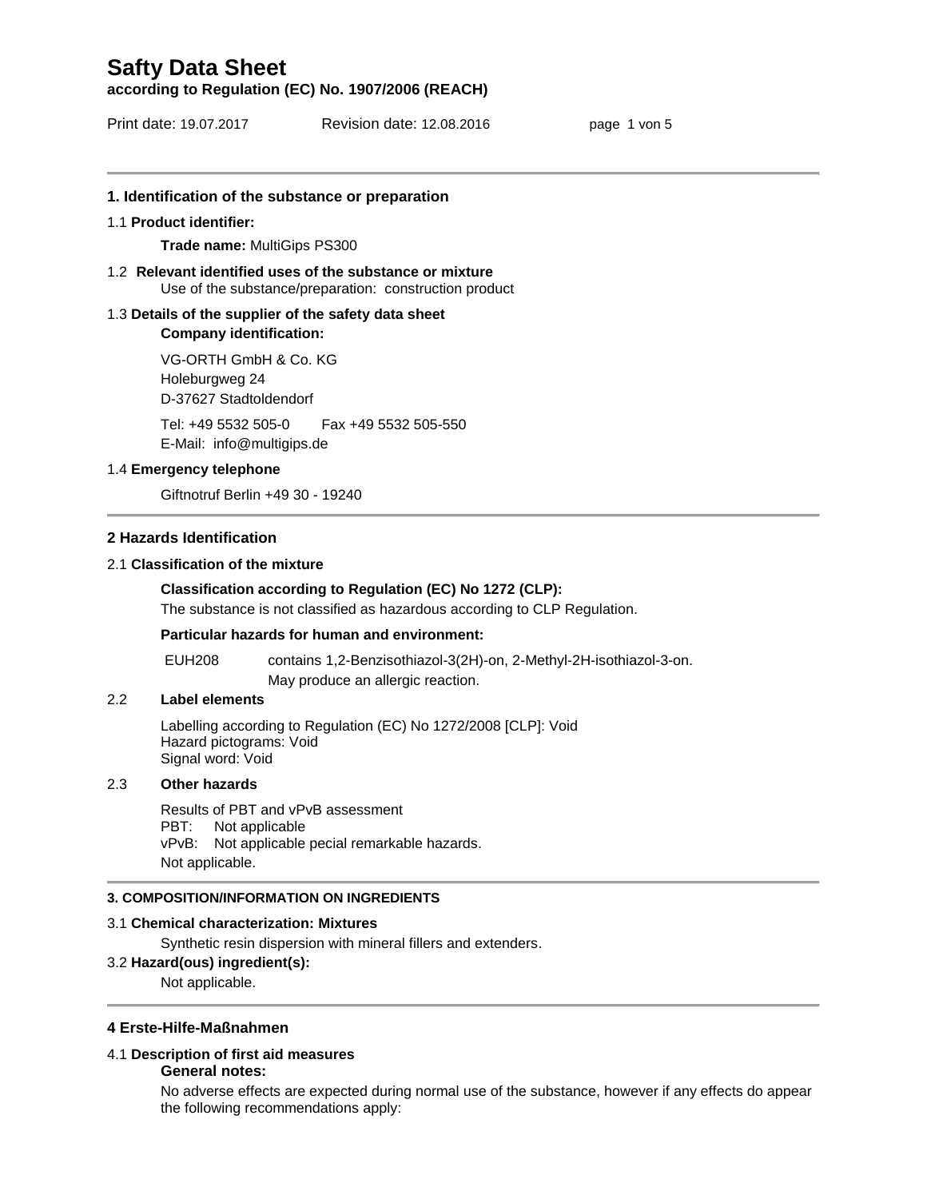# Safty Data Sheet

**according to Regulation (EC) No. 1907/2006 (REACH)**

Print date: 19.07.2017 Revision date: 12.08.2016

## 1. Identification of the substance or preparation

1.1 **Product identifier:**

**Trade name:** MultiGips PS300

1.2 **Relevant identified uses of the substance or mixture**

Use of the substance/preparation: construction product

1.3 **Details of the supplier of the safety data sheet**

**Company identification:**

VG-ORTH GmbH & Co. KG
Holeburgweg 24
D-37627 Stadtoldendorf

Tel: +49 5532 505-0 Fax +49 5532 505-550
E-Mail: info@multigips.de

1.4 **Emergency telephone**

Giftnotruf Berlin +49 30 - 19240

## 2 Hazards Identification

2.1 **Classification of the mixture**

**Classification according to Regulation (EC) No 1272 (CLP):**

The substance is not classified as hazardous according to CLP Regulation.

**Particular hazards for human and environment:**

EUH208 contains 1,2-Benzisothiazol-3(2H)-on, 2-Methyl-2H-isothiazol-3-on.
May produce an allergic reaction.

2.2 **Label elements**

Labelling according to Regulation (EC) No 1272/2008 [CLP]: Void
Hazard pictograms: Void
Signal word: Void

2.3 **Other hazards**

Results of PBT and vPvB assessment
PBT: Not applicable
vPvB: Not applicable pecial remarkable hazards.
Not applicable.

## 3. COMPOSITION/INFORMATION ON INGREDIENTS

3.1 **Chemical characterization: Mixtures**

Synthetic resin dispersion with mineral fillers and extenders.

3.2 **Hazard(ous) ingredient(s):**

Not applicable.

## 4 Erste-Hilfe-Maßnahmen

4.1 **Description of first aid measures**

**General notes:**

No adverse effects are expected during normal use of the substance, however if any effects do appear the following recommendations apply: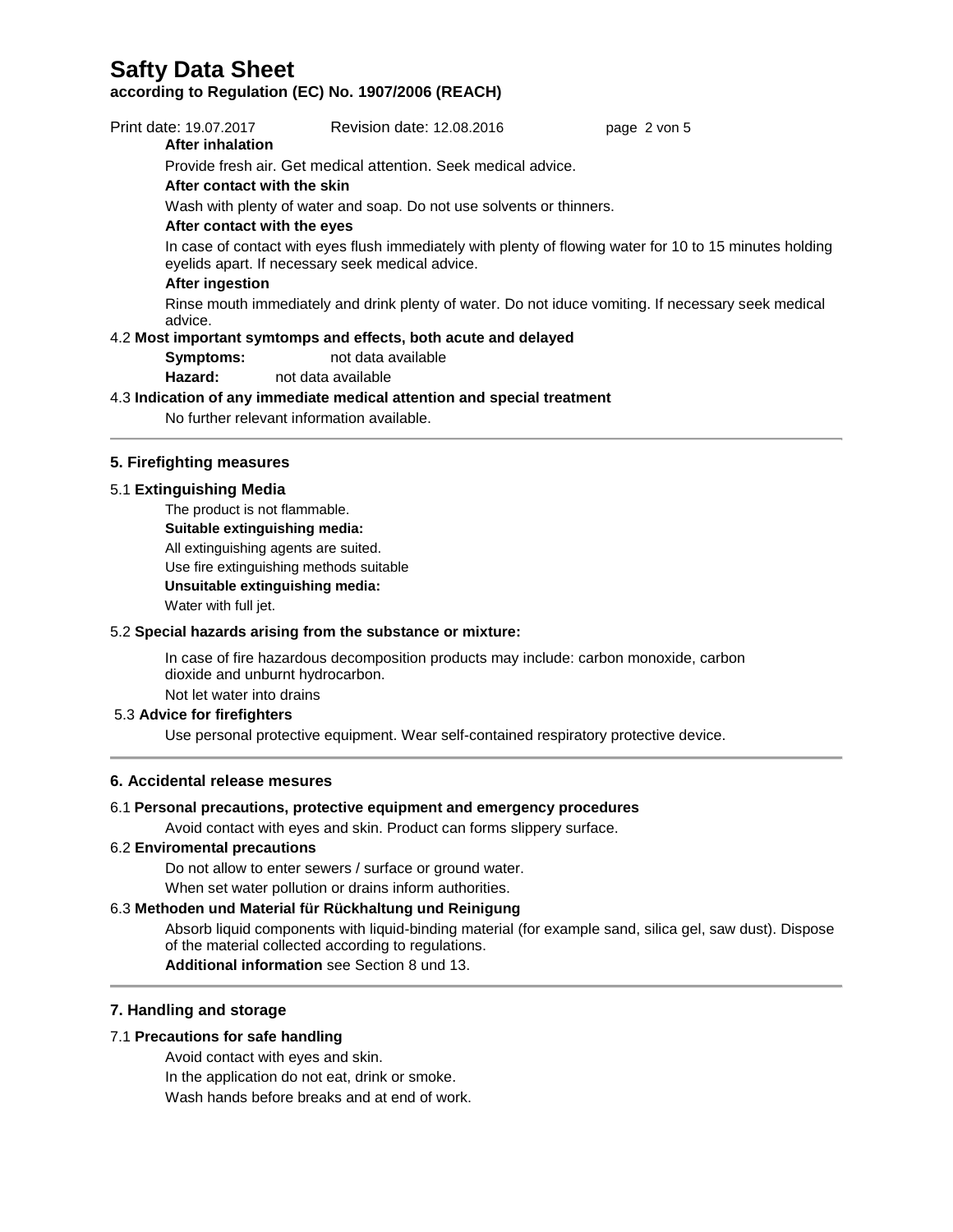**After inhalation**

Provide fresh air. Get medical attention. Seek medical advice.

**After contact with the skin**

Wash with plenty of water and soap. Do not use solvents or thinners.

**After contact with the eyes**

In case of contact with eyes flush immediately with plenty of flowing water for 10 to 15 minutes holding eyelids apart. If necessary seek medical advice.

**After ingestion**

Rinse mouth immediately and drink plenty of water. Do not iduce vomiting. If necessary seek medical advice.

4.2 **Most important symtomps and effects, both acute and delayed**

**Symptoms:** not data available

**Hazard:** not data available

4.3 **Indication of any immediate medical attention and special treatment**

No further relevant information available.

## 5. Firefighting measures

5.1 **Extinguishing Media**

The product is not flammable.

**Suitable extinguishing media:**

All extinguishing agents are suited.

Use fire extinguishing methods suitable

**Unsuitable extinguishing media:**

Water with full jet.

5.2 **Special hazards arising from the substance or mixture:**

In case of fire hazardous decomposition products may include: carbon monoxide, carbon dioxide and unburnt hydrocarbon.

Not let water into drains

5.3 **Advice for firefighters**

Use personal protective equipment. Wear self-contained respiratory protective device.

## 6. Accidental release mesures

6.1 **Personal precautions, protective equipment and emergency procedures**

Avoid contact with eyes and skin. Product can forms slippery surface.

6.2 **Enviromental precautions**

Do not allow to enter sewers / surface or ground water.

When set water pollution or drains inform authorities.

6.3 **Methoden und Material für Rückhaltung und Reinigung**

Absorb liquid components with liquid-binding material (for example sand, silica gel, saw dust). Dispose of the material collected according to regulations.

**Additional information** see Section 8 und 13.

## 7. Handling and storage

7.1 **Precautions for safe handling**

Avoid contact with eyes and skin.

In the application do not eat, drink or smoke.

Wash hands before breaks and at end of work.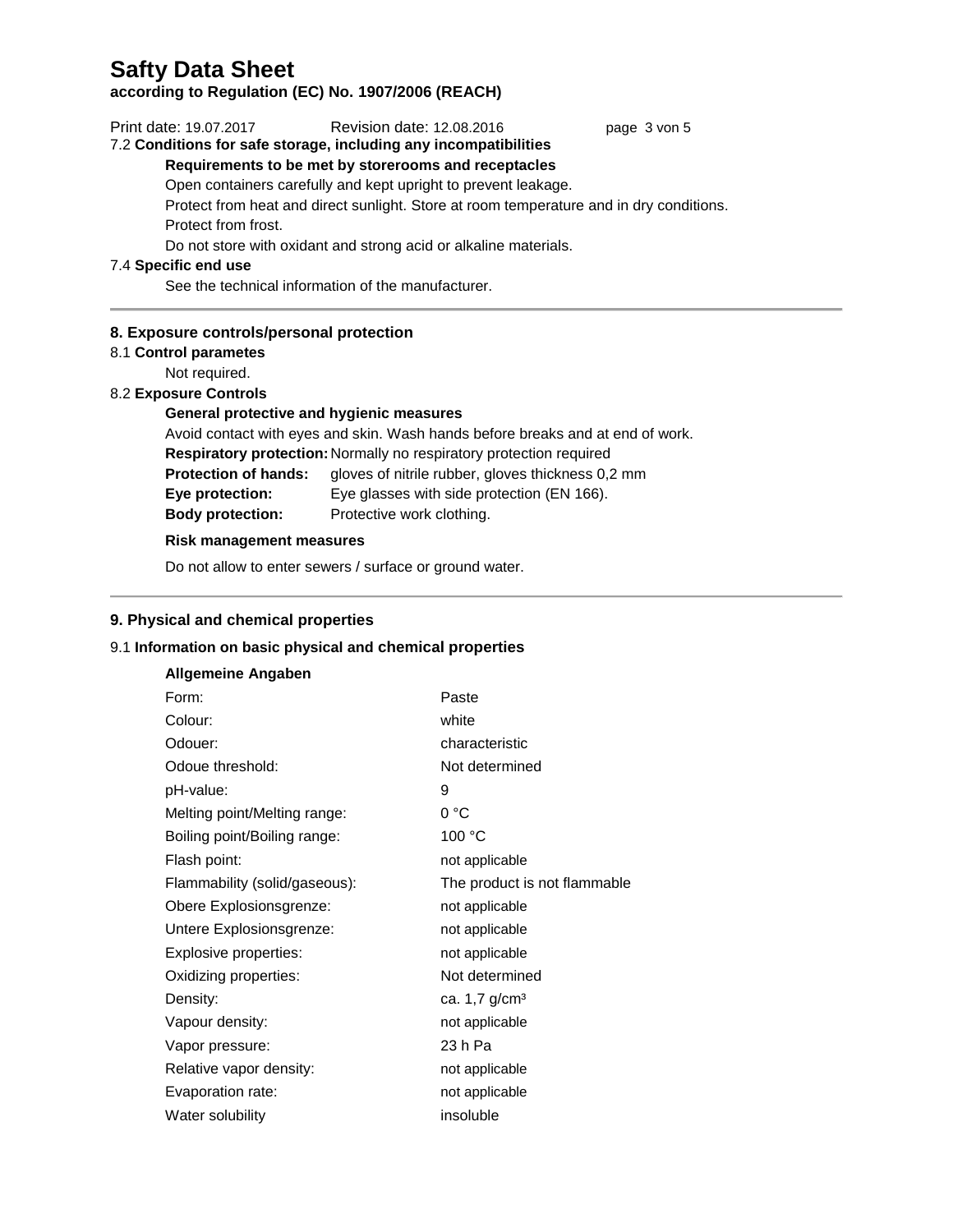7.2 **Conditions for safe storage, including any incompatibilities**

**Requirements to be met by storerooms and receptacles**

Open containers carefully and kept upright to prevent leakage.

Protect from heat and direct sunlight. Store at room temperature and in dry conditions.

Protect from frost.

Do not store with oxidant and strong acid or alkaline materials.

7.4 **Specific end use**

See the technical information of the manufacturer.

## 8. Exposure controls/personal protection

8.1 **Control parametes**

Not required.

8.2 **Exposure Controls**

**General protective and hygienic measures**

Avoid contact with eyes and skin. Wash hands before breaks and at end of work.

**Respiratory protection:** Normally no respiratory protection required

**Protection of hands:** gloves of nitrile rubber, gloves thickness 0,2 mm

**Eye protection:** Eye glasses with side protection (EN 166).

**Body protection:** Protective work clothing.

**Risk management measures**

Do not allow to enter sewers / surface or ground water.

## 9. Physical and chemical properties

9.1 **Information on basic physical and chemical properties**

**Allgemeine Angaben**

| | |
|---|---|
| Form: | Paste |
| Colour: | white |
| Odouer: | characteristic |
| Odoue threshold: | Not determined |
| pH-value: | 9 |
| Melting point/Melting range: | 0 °C |
| Boiling point/Boiling range: | 100 °C |
| Flash point: | not applicable |
| Flammability (solid/gaseous): | The product is not flammable |
| Obere Explosionsgrenze: | not applicable |
| Untere Explosionsgrenze: | not applicable |
| Explosive properties: | not applicable |
| Oxidizing properties: | Not determined |
| Density: | ca. 1,7 g/cm³ |
| Vapour density: | not applicable |
| Vapor pressure: | 23 h Pa |
| Relative vapor density: | not applicable |
| Evaporation rate: | not applicable |
| Water solubility | insoluble |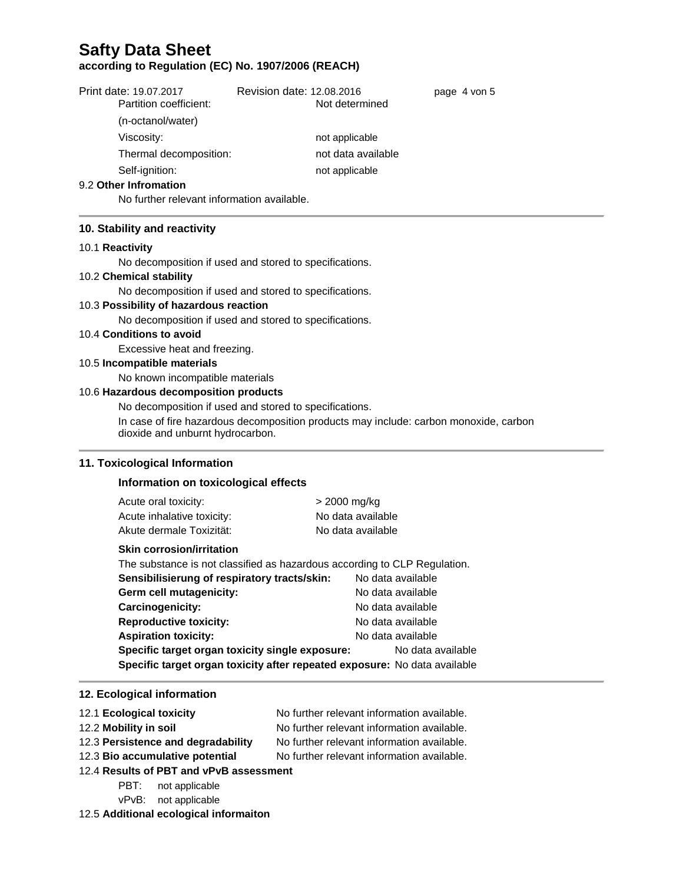| | |
|---|---|
| Partition coefficient: (n-octanol/water) | Not determined |
| Viscosity: | not applicable |
| Thermal decomposition: | not data available |
| Self-ignition: | not applicable |

9.2 **Other Infromation**

No further relevant information available.

## 10. Stability and reactivity

10.1 **Reactivity**

No decomposition if used and stored to specifications.

10.2 **Chemical stability**

No decomposition if used and stored to specifications.

10.3 **Possibility of hazardous reaction**

No decomposition if used and stored to specifications.

10.4 **Conditions to avoid**

Excessive heat and freezing.

10.5 **Incompatible materials**

No known incompatible materials

10.6 **Hazardous decomposition products**

No decomposition if used and stored to specifications.

In case of fire hazardous decomposition products may include: carbon monoxide, carbon dioxide and unburnt hydrocarbon.

## 11. Toxicological Information

### Information on toxicological effects

| | |
|---|---|
| Acute oral toxicity: | > 2000 mg/kg |
| Acute inhalative toxicity: | No data available |
| Akute dermale Toxizität: | No data available |

**Skin corrosion/irritation**

The substance is not classified as hazardous according to CLP Regulation.

| | |
|---|---|
| **Sensibilisierung of respiratory tracts/skin:** | No data available |
| **Germ cell mutagenicity:** | No data available |
| **Carcinogenicity:** | No data available |
| **Reproductive toxicity:** | No data available |
| **Aspiration toxicity:** | No data available |
| **Specific target organ toxicity single exposure:** | No data available |
| **Specific target organ toxicity after repeated exposure:** | No data available |

## 12. Ecological information

| | |
|---|---|
| 12.1 **Ecological toxicity** | No further relevant information available. |
| 12.2 **Mobility in soil** | No further relevant information available. |
| 12.3 **Persistence and degradability** | No further relevant information available. |
| 12.3 **Bio accumulative potential** | No further relevant information available. |

12.4 **Results of PBT and vPvB assessment**

PBT: not applicable

vPvB: not applicable

12.5 **Additional ecological informaiton**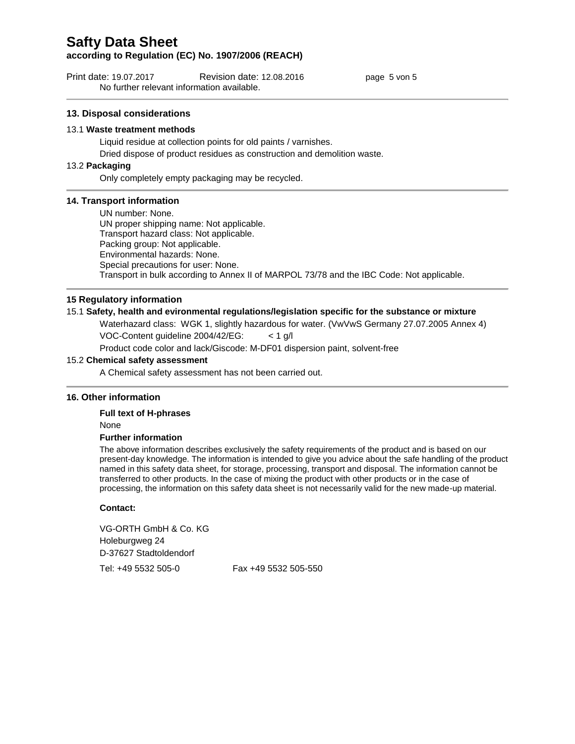No further relevant information available.

## 13. Disposal considerations

13.1 **Waste treatment methods**

Liquid residue at collection points for old paints / varnishes.

Dried dispose of product residues as construction and demolition waste.

13.2 **Packaging**

Only completely empty packaging may be recycled.

## 14. Transport information

UN number: None.
UN proper shipping name: Not applicable.
Transport hazard class: Not applicable.
Packing group: Not applicable.
Environmental hazards: None.
Special precautions for user: None.
Transport in bulk according to Annex II of MARPOL 73/78 and the IBC Code: Not applicable.

## 15 Regulatory information

15.1 **Safety, health and evironmental regulations/legislation specific for the substance or mixture**

Waterhazard class: WGK 1, slightly hazardous for water. (VwVwS Germany 27.07.2005 Annex 4)

VOC-Content guideline 2004/42/EG: < 1 g/l

Product code color and lack/Giscode: M-DF01 dispersion paint, solvent-free

15.2 **Chemical safety assessment**

A Chemical safety assessment has not been carried out.

## 16. Other information

**Full text of H-phrases**

None

**Further information**

The above information describes exclusively the safety requirements of the product and is based on our present-day knowledge. The information is intended to give you advice about the safe handling of the product named in this safety data sheet, for storage, processing, transport and disposal. The information cannot be transferred to other products. In the case of mixing the product with other products or in the case of processing, the information on this safety data sheet is not necessarily valid for the new made-up material.

**Contact:**

VG-ORTH GmbH & Co. KG
Holeburgweg 24
D-37627 Stadtoldendorf

Tel: +49 5532 505-0 Fax +49 5532 505-550